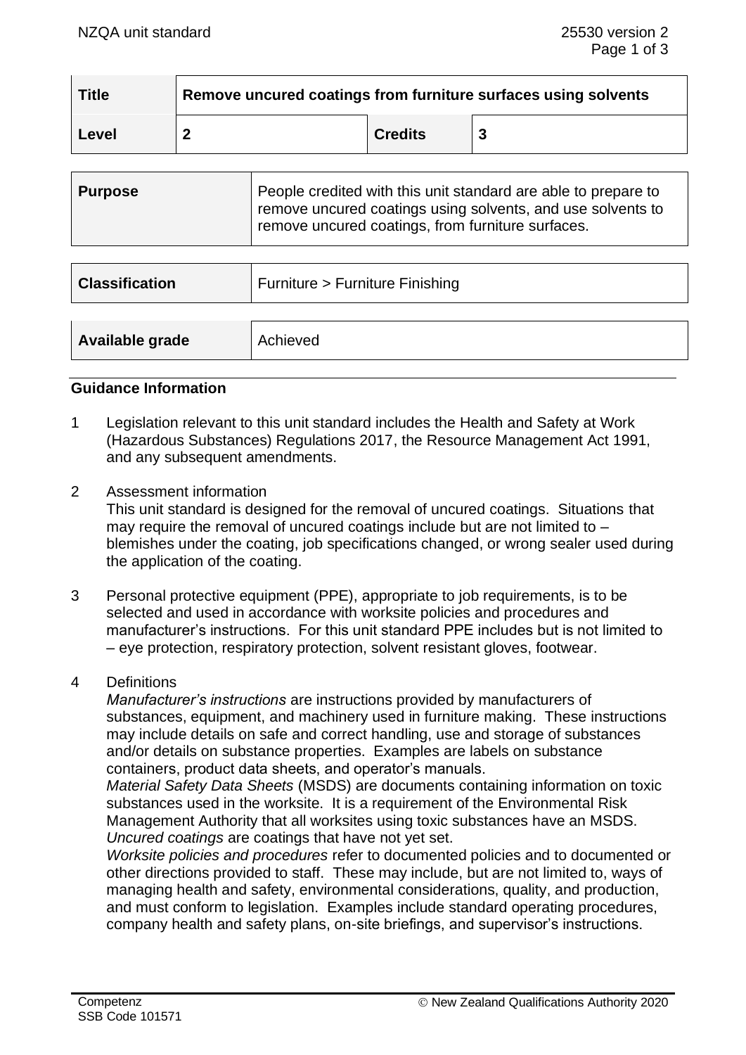| Title | Remove uncured coatings from furniture surfaces using solvents | | |
|---|---|---|---|
| Level | 2 | Credits | 3 |

| Purpose | People credited with this unit standard are able to prepare to remove uncured coatings using solvents, and use solvents to remove uncured coatings, from furniture surfaces. |
|---|---|

| Classification | Furniture > Furniture Finishing |
|---|---|

| Available grade | Achieved |
|---|---|

## Guidance Information

1. Legislation relevant to this unit standard includes the Health and Safety at Work (Hazardous Substances) Regulations 2017, the Resource Management Act 1991, and any subsequent amendments.

2. Assessment information
   This unit standard is designed for the removal of uncured coatings. Situations that may require the removal of uncured coatings include but are not limited to – blemishes under the coating, job specifications changed, or wrong sealer used during the application of the coating.

3. Personal protective equipment (PPE), appropriate to job requirements, is to be selected and used in accordance with worksite policies and procedures and manufacturer's instructions. For this unit standard PPE includes but is not limited to – eye protection, respiratory protection, solvent resistant gloves, footwear.

4. Definitions
   *Manufacturer's instructions* are instructions provided by manufacturers of substances, equipment, and machinery used in furniture making. These instructions may include details on safe and correct handling, use and storage of substances and/or details on substance properties. Examples are labels on substance containers, product data sheets, and operator's manuals.
   *Material Safety Data Sheets* (MSDS) are documents containing information on toxic substances used in the worksite. It is a requirement of the Environmental Risk Management Authority that all worksites using toxic substances have an MSDS.
   *Uncured coatings* are coatings that have not yet set.
   *Worksite policies and procedures* refer to documented policies and to documented or other directions provided to staff. These may include, but are not limited to, ways of managing health and safety, environmental considerations, quality, and production, and must conform to legislation. Examples include standard operating procedures, company health and safety plans, on-site briefings, and supervisor's instructions.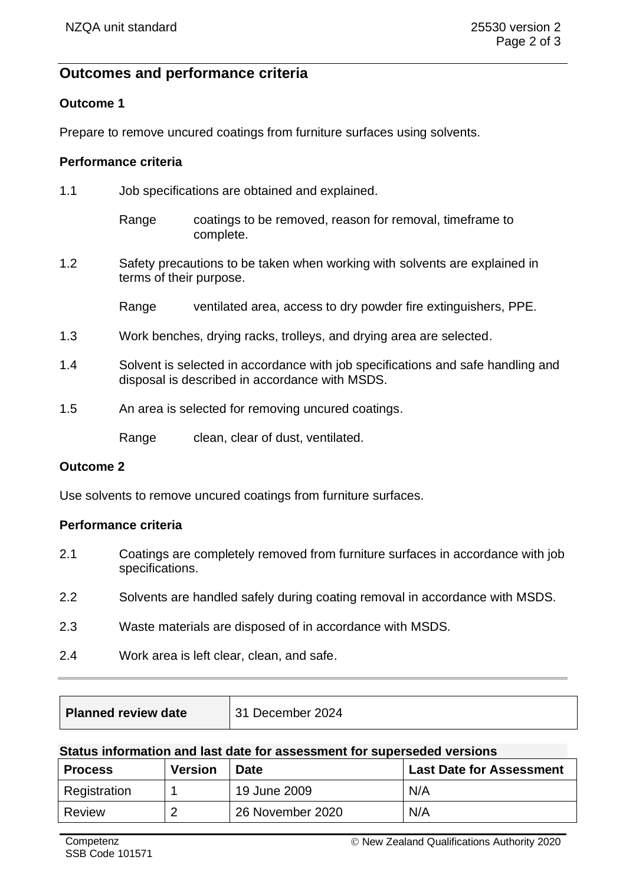## Outcomes and performance criteria

### Outcome 1

Prepare to remove uncured coatings from furniture surfaces using solvents.

#### Performance criteria

1.1 Job specifications are obtained and explained.

Range coatings to be removed, reason for removal, timeframe to complete.

1.2 Safety precautions to be taken when working with solvents are explained in terms of their purpose.

Range ventilated area, access to dry powder fire extinguishers, PPE.

1.3 Work benches, drying racks, trolleys, and drying area are selected.

1.4 Solvent is selected in accordance with job specifications and safe handling and disposal is described in accordance with MSDS.

1.5 An area is selected for removing uncured coatings.

Range clean, clear of dust, ventilated.

### Outcome 2

Use solvents to remove uncured coatings from furniture surfaces.

#### Performance criteria

2.1 Coatings are completely removed from furniture surfaces in accordance with job specifications.

2.2 Solvents are handled safely during coating removal in accordance with MSDS.

2.3 Waste materials are disposed of in accordance with MSDS.

2.4 Work area is left clear, clean, and safe.

| Planned review date | 31 December 2024 |
|---|---|

**Status information and last date for assessment for superseded versions**

| Process | Version | Date | Last Date for Assessment |
|---|---|---|---|
| Registration | 1 | 19 June 2009 | N/A |
| Review | 2 | 26 November 2020 | N/A |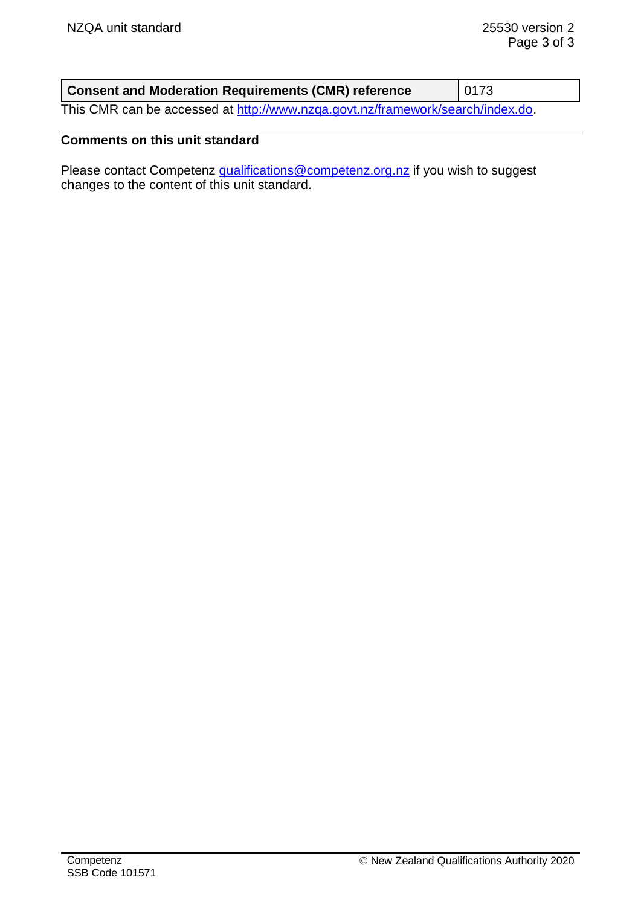| Consent and Moderation Requirements (CMR) reference | 0173 |
| --- | --- |

This CMR can be accessed at [http://www.nzqa.govt.nz/framework/search/index.do](http://www.nzqa.govt.nz/framework/search/index.do).

## Comments on this unit standard

Please contact Competenz [qualifications@competenz.org.nz](mailto:qualifications@competenz.org.nz) if you wish to suggest changes to the content of this unit standard.